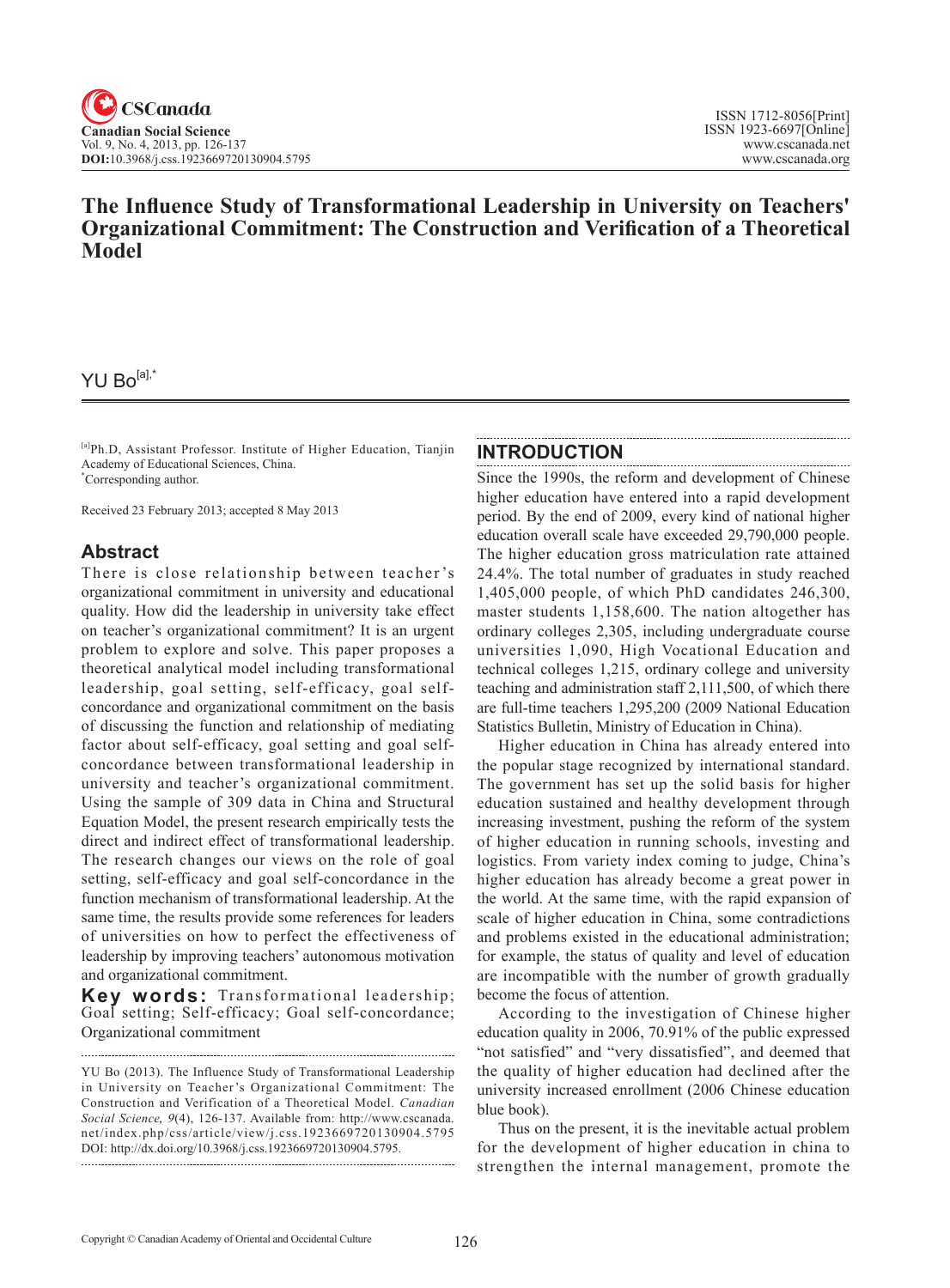# The Influence Study of Transformational Leadership in University on Teachers' Organizational Commitment: The Construction and Verification of a Theoretical Model

YU Bo[a],*

[a]Ph.D, Assistant Professor. Institute of Higher Education, Tianjin Academy of Educational Sciences, China.
*Corresponding author.

Received 23 February 2013; accepted 8 May 2013

## Abstract

There is close relationship between teacher's organizational commitment in university and educational quality. How did the leadership in university take effect on teacher's organizational commitment? It is an urgent problem to explore and solve. This paper proposes a theoretical analytical model including transformational leadership, goal setting, self-efficacy, goal self-concordance and organizational commitment on the basis of discussing the function and relationship of mediating factor about self-efficacy, goal setting and goal self-concordance between transformational leadership in university and teacher's organizational commitment. Using the sample of 309 data in China and Structural Equation Model, the present research empirically tests the direct and indirect effect of transformational leadership. The research changes our views on the role of goal setting, self-efficacy and goal self-concordance in the function mechanism of transformational leadership. At the same time, the results provide some references for leaders of universities on how to perfect the effectiveness of leadership by improving teachers' autonomous motivation and organizational commitment.

**Key words:** Transformational leadership; Goal setting; Self-efficacy; Goal self-concordance; Organizational commitment

YU Bo (2013). The Influence Study of Transformational Leadership in University on Teacher's Organizational Commitment: The Construction and Verification of a Theoretical Model. *Canadian Social Science*, *9*(4), 126-137. Available from: http://www.cscanada.net/index.php/css/article/view/j.css.1923669720130904.5795 DOI: http://dx.doi.org/10.3968/j.css.1923669720130904.5795.

## INTRODUCTION

Since the 1990s, the reform and development of Chinese higher education have entered into a rapid development period. By the end of 2009, every kind of national higher education overall scale have exceeded 29,790,000 people. The higher education gross matriculation rate attained 24.4%. The total number of graduates in study reached 1,405,000 people, of which PhD candidates 246,300, master students 1,158,600. The nation altogether has ordinary colleges 2,305, including undergraduate course universities 1,090, High Vocational Education and technical colleges 1,215, ordinary college and university teaching and administration staff 2,111,500, of which there are full-time teachers 1,295,200 (2009 National Education Statistics Bulletin, Ministry of Education in China).

Higher education in China has already entered into the popular stage recognized by international standard. The government has set up the solid basis for higher education sustained and healthy development through increasing investment, pushing the reform of the system of higher education in running schools, investing and logistics. From variety index coming to judge, China's higher education has already become a great power in the world. At the same time, with the rapid expansion of scale of higher education in China, some contradictions and problems existed in the educational administration; for example, the status of quality and level of education are incompatible with the number of growth gradually become the focus of attention.

According to the investigation of Chinese higher education quality in 2006, 70.91% of the public expressed "not satisfied" and "very dissatisfied", and deemed that the quality of higher education had declined after the university increased enrollment (2006 Chinese education blue book).

Thus on the present, it is the inevitable actual problem for the development of higher education in china to strengthen the internal management, promote the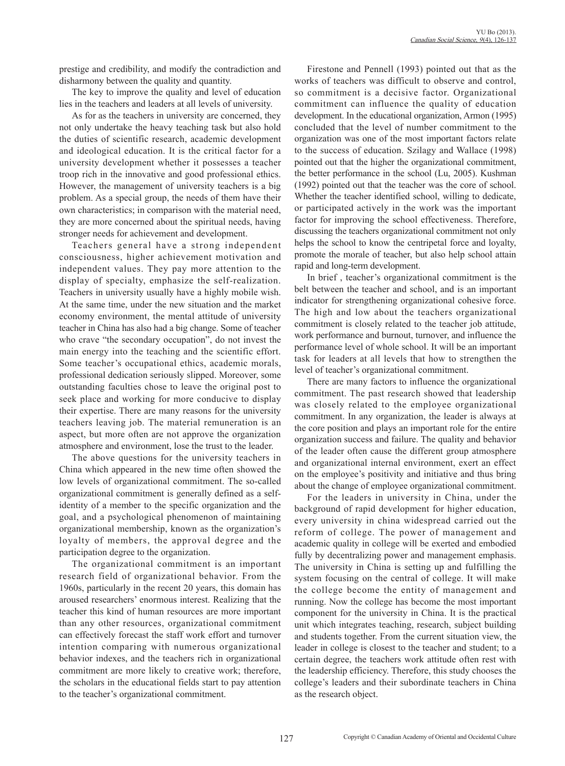prestige and credibility, and modify the contradiction and disharmony between the quality and quantity.

The key to improve the quality and level of education lies in the teachers and leaders at all levels of university.

As for as the teachers in university are concerned, they not only undertake the heavy teaching task but also hold the duties of scientific research, academic development and ideological education. It is the critical factor for a university development whether it possesses a teacher troop rich in the innovative and good professional ethics. However, the management of university teachers is a big problem. As a special group, the needs of them have their own characteristics; in comparison with the material need, they are more concerned about the spiritual needs, having stronger needs for achievement and development.

Teachers general have a strong independent consciousness, higher achievement motivation and independent values. They pay more attention to the display of specialty, emphasize the self-realization. Teachers in university usually have a highly mobile wish. At the same time, under the new situation and the market economy environment, the mental attitude of university teacher in China has also had a big change. Some of teacher who crave "the secondary occupation", do not invest the main energy into the teaching and the scientific effort. Some teacher's occupational ethics, academic morals, professional dedication seriously slipped. Moreover, some outstanding faculties chose to leave the original post to seek place and working for more conducive to display their expertise. There are many reasons for the university teachers leaving job. The material remuneration is an aspect, but more often are not approve the organization atmosphere and environment, lose the trust to the leader.

The above questions for the university teachers in China which appeared in the new time often showed the low levels of organizational commitment. The so-called organizational commitment is generally defined as a self-identity of a member to the specific organization and the goal, and a psychological phenomenon of maintaining organizational membership, known as the organization's loyalty of members, the approval degree and the participation degree to the organization.

The organizational commitment is an important research field of organizational behavior. From the 1960s, particularly in the recent 20 years, this domain has aroused researchers' enormous interest. Realizing that the teacher this kind of human resources are more important than any other resources, organizational commitment can effectively forecast the staff work effort and turnover intention comparing with numerous organizational behavior indexes, and the teachers rich in organizational commitment are more likely to creative work; therefore, the scholars in the educational fields start to pay attention to the teacher's organizational commitment.

Firestone and Pennell (1993) pointed out that as the works of teachers was difficult to observe and control, so commitment is a decisive factor. Organizational commitment can influence the quality of education development. In the educational organization, Armon (1995) concluded that the level of number commitment to the organization was one of the most important factors relate to the success of education. Szilagy and Wallace (1998) pointed out that the higher the organizational commitment, the better performance in the school (Lu, 2005). Kushman (1992) pointed out that the teacher was the core of school. Whether the teacher identified school, willing to dedicate, or participated actively in the work was the important factor for improving the school effectiveness. Therefore, discussing the teachers organizational commitment not only helps the school to know the centripetal force and loyalty, promote the morale of teacher, but also help school attain rapid and long-term development.

In brief , teacher's organizational commitment is the belt between the teacher and school, and is an important indicator for strengthening organizational cohesive force. The high and low about the teachers organizational commitment is closely related to the teacher job attitude, work performance and burnout, turnover, and influence the performance level of whole school. It will be an important task for leaders at all levels that how to strengthen the level of teacher's organizational commitment.

There are many factors to influence the organizational commitment. The past research showed that leadership was closely related to the employee organizational commitment. In any organization, the leader is always at the core position and plays an important role for the entire organization success and failure. The quality and behavior of the leader often cause the different group atmosphere and organizational internal environment, exert an effect on the employee's positivity and initiative and thus bring about the change of employee organizational commitment.

For the leaders in university in China, under the background of rapid development for higher education, every university in china widespread carried out the reform of college. The power of management and academic quality in college will be exerted and embodied fully by decentralizing power and management emphasis. The university in China is setting up and fulfilling the system focusing on the central of college. It will make the college become the entity of management and running. Now the college has become the most important component for the university in China. It is the practical unit which integrates teaching, research, subject building and students together. From the current situation view, the leader in college is closest to the teacher and student; to a certain degree, the teachers work attitude often rest with the leadership efficiency. Therefore, this study chooses the college's leaders and their subordinate teachers in China as the research object.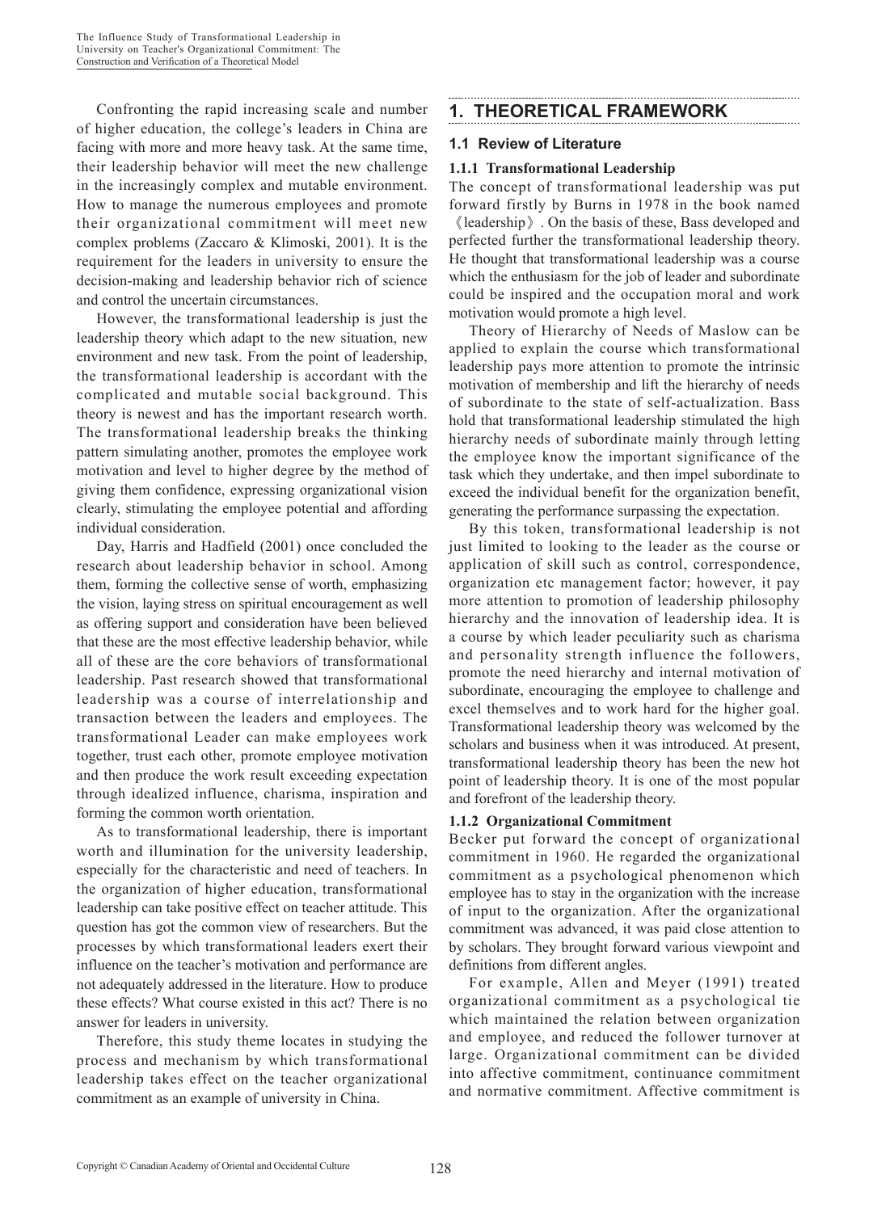Confronting the rapid increasing scale and number of higher education, the college's leaders in China are facing with more and more heavy task. At the same time, their leadership behavior will meet the new challenge in the increasingly complex and mutable environment. How to manage the numerous employees and promote their organizational commitment will meet new complex problems (Zaccaro & Klimoski, 2001). It is the requirement for the leaders in university to ensure the decision-making and leadership behavior rich of science and control the uncertain circumstances.

However, the transformational leadership is just the leadership theory which adapt to the new situation, new environment and new task. From the point of leadership, the transformational leadership is accordant with the complicated and mutable social background. This theory is newest and has the important research worth. The transformational leadership breaks the thinking pattern simulating another, promotes the employee work motivation and level to higher degree by the method of giving them confidence, expressing organizational vision clearly, stimulating the employee potential and affording individual consideration.

Day, Harris and Hadfield (2001) once concluded the research about leadership behavior in school. Among them, forming the collective sense of worth, emphasizing the vision, laying stress on spiritual encouragement as well as offering support and consideration have been believed that these are the most effective leadership behavior, while all of these are the core behaviors of transformational leadership. Past research showed that transformational leadership was a course of interrelationship and transaction between the leaders and employees. The transformational Leader can make employees work together, trust each other, promote employee motivation and then produce the work result exceeding expectation through idealized influence, charisma, inspiration and forming the common worth orientation.

As to transformational leadership, there is important worth and illumination for the university leadership, especially for the characteristic and need of teachers. In the organization of higher education, transformational leadership can take positive effect on teacher attitude. This question has got the common view of researchers. But the processes by which transformational leaders exert their influence on the teacher's motivation and performance are not adequately addressed in the literature. How to produce these effects? What course existed in this act? There is no answer for leaders in university.

Therefore, this study theme locates in studying the process and mechanism by which transformational leadership takes effect on the teacher organizational commitment as an example of university in China.

## 1. THEORETICAL FRAMEWORK

### 1.1 Review of Literature

#### 1.1.1 Transformational Leadership

The concept of transformational leadership was put forward firstly by Burns in 1978 in the book named 《leadership》. On the basis of these, Bass developed and perfected further the transformational leadership theory. He thought that transformational leadership was a course which the enthusiasm for the job of leader and subordinate could be inspired and the occupation moral and work motivation would promote a high level.

Theory of Hierarchy of Needs of Maslow can be applied to explain the course which transformational leadership pays more attention to promote the intrinsic motivation of membership and lift the hierarchy of needs of subordinate to the state of self-actualization. Bass hold that transformational leadership stimulated the high hierarchy needs of subordinate mainly through letting the employee know the important significance of the task which they undertake, and then impel subordinate to exceed the individual benefit for the organization benefit, generating the performance surpassing the expectation.

By this token, transformational leadership is not just limited to looking to the leader as the course or application of skill such as control, correspondence, organization etc management factor; however, it pay more attention to promotion of leadership philosophy hierarchy and the innovation of leadership idea. It is a course by which leader peculiarity such as charisma and personality strength influence the followers, promote the need hierarchy and internal motivation of subordinate, encouraging the employee to challenge and excel themselves and to work hard for the higher goal. Transformational leadership theory was welcomed by the scholars and business when it was introduced. At present, transformational leadership theory has been the new hot point of leadership theory. It is one of the most popular and forefront of the leadership theory.

#### 1.1.2 Organizational Commitment

Becker put forward the concept of organizational commitment in 1960. He regarded the organizational commitment as a psychological phenomenon which employee has to stay in the organization with the increase of input to the organization. After the organizational commitment was advanced, it was paid close attention to by scholars. They brought forward various viewpoint and definitions from different angles.

For example, Allen and Meyer (1991) treated organizational commitment as a psychological tie which maintained the relation between organization and employee, and reduced the follower turnover at large. Organizational commitment can be divided into affective commitment, continuance commitment and normative commitment. Affective commitment is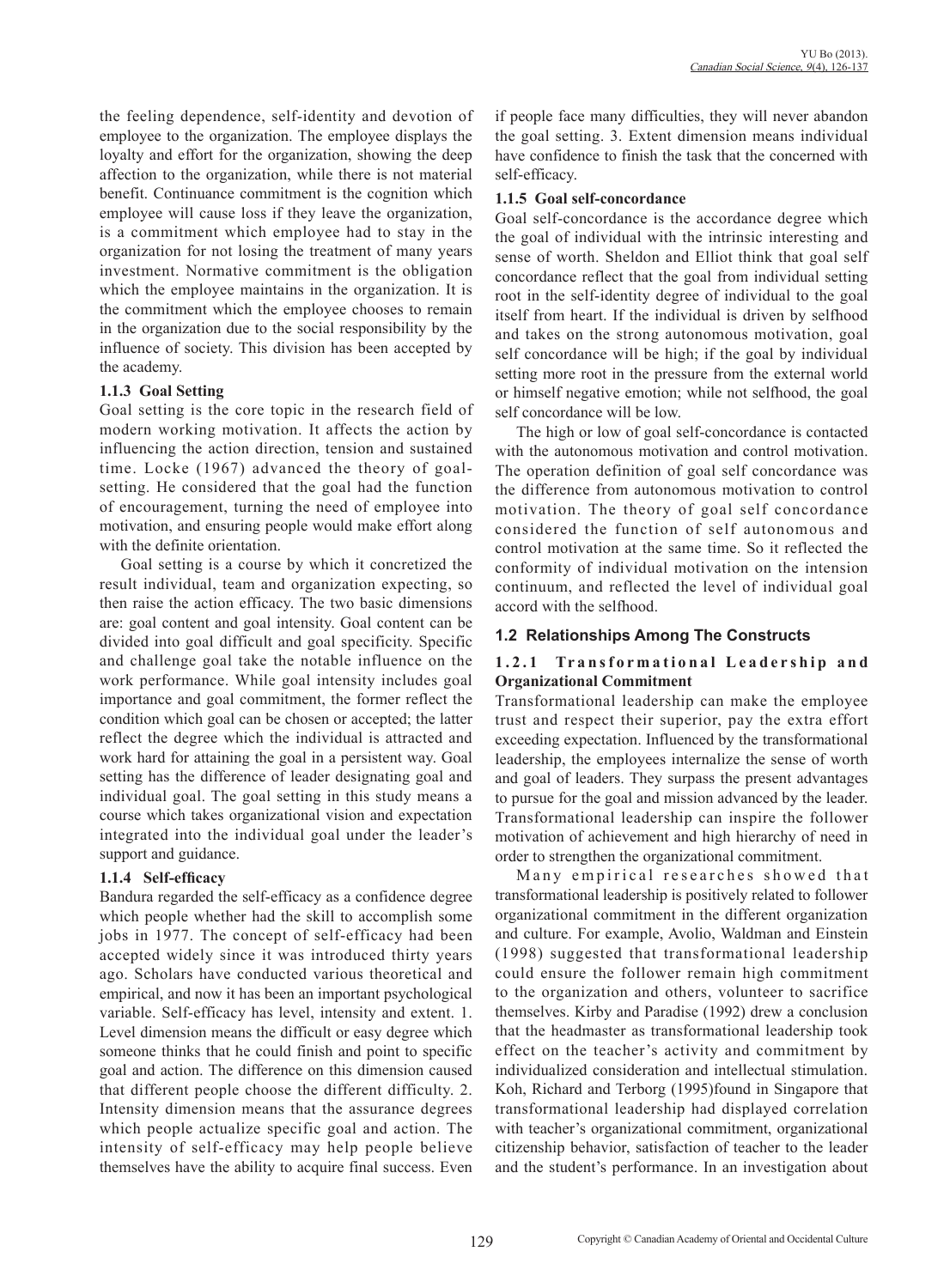the feeling dependence, self-identity and devotion of employee to the organization. The employee displays the loyalty and effort for the organization, showing the deep affection to the organization, while there is not material benefit. Continuance commitment is the cognition which employee will cause loss if they leave the organization, is a commitment which employee had to stay in the organization for not losing the treatment of many years investment. Normative commitment is the obligation which the employee maintains in the organization. It is the commitment which the employee chooses to remain in the organization due to the social responsibility by the influence of society. This division has been accepted by the academy.

#### 1.1.3 Goal Setting

Goal setting is the core topic in the research field of modern working motivation. It affects the action by influencing the action direction, tension and sustained time. Locke (1967) advanced the theory of goal-setting. He considered that the goal had the function of encouragement, turning the need of employee into motivation, and ensuring people would make effort along with the definite orientation.

Goal setting is a course by which it concretized the result individual, team and organization expecting, so then raise the action efficacy. The two basic dimensions are: goal content and goal intensity. Goal content can be divided into goal difficult and goal specificity. Specific and challenge goal take the notable influence on the work performance. While goal intensity includes goal importance and goal commitment, the former reflect the condition which goal can be chosen or accepted; the latter reflect the degree which the individual is attracted and work hard for attaining the goal in a persistent way. Goal setting has the difference of leader designating goal and individual goal. The goal setting in this study means a course which takes organizational vision and expectation integrated into the individual goal under the leader's support and guidance.

#### 1.1.4 Self-efficacy

Bandura regarded the self-efficacy as a confidence degree which people whether had the skill to accomplish some jobs in 1977. The concept of self-efficacy had been accepted widely since it was introduced thirty years ago. Scholars have conducted various theoretical and empirical, and now it has been an important psychological variable. Self-efficacy has level, intensity and extent. 1. Level dimension means the difficult or easy degree which someone thinks that he could finish and point to specific goal and action. The difference on this dimension caused that different people choose the different difficulty. 2. Intensity dimension means that the assurance degrees which people actualize specific goal and action. The intensity of self-efficacy may help people believe themselves have the ability to acquire final success. Even if people face many difficulties, they will never abandon the goal setting. 3. Extent dimension means individual have confidence to finish the task that the concerned with self-efficacy.

#### 1.1.5 Goal self-concordance

Goal self-concordance is the accordance degree which the goal of individual with the intrinsic interesting and sense of worth. Sheldon and Elliot think that goal self concordance reflect that the goal from individual setting root in the self-identity degree of individual to the goal itself from heart. If the individual is driven by selfhood and takes on the strong autonomous motivation, goal self concordance will be high; if the goal by individual setting more root in the pressure from the external world or himself negative emotion; while not selfhood, the goal self concordance will be low.

The high or low of goal self-concordance is contacted with the autonomous motivation and control motivation. The operation definition of goal self concordance was the difference from autonomous motivation to control motivation. The theory of goal self concordance considered the function of self autonomous and control motivation at the same time. So it reflected the conformity of individual motivation on the intension continuum, and reflected the level of individual goal accord with the selfhood.

### 1.2 Relationships Among The Constructs

#### 1.2.1 Transformational Leadership and Organizational Commitment

Transformational leadership can make the employee trust and respect their superior, pay the extra effort exceeding expectation. Influenced by the transformational leadership, the employees internalize the sense of worth and goal of leaders. They surpass the present advantages to pursue for the goal and mission advanced by the leader. Transformational leadership can inspire the follower motivation of achievement and high hierarchy of need in order to strengthen the organizational commitment.

Many empirical researches showed that transformational leadership is positively related to follower organizational commitment in the different organization and culture. For example, Avolio, Waldman and Einstein (1998) suggested that transformational leadership could ensure the follower remain high commitment to the organization and others, volunteer to sacrifice themselves. Kirby and Paradise (1992) drew a conclusion that the headmaster as transformational leadership took effect on the teacher's activity and commitment by individualized consideration and intellectual stimulation. Koh, Richard and Terborg (1995)found in Singapore that transformational leadership had displayed correlation with teacher's organizational commitment, organizational citizenship behavior, satisfaction of teacher to the leader and the student's performance. In an investigation about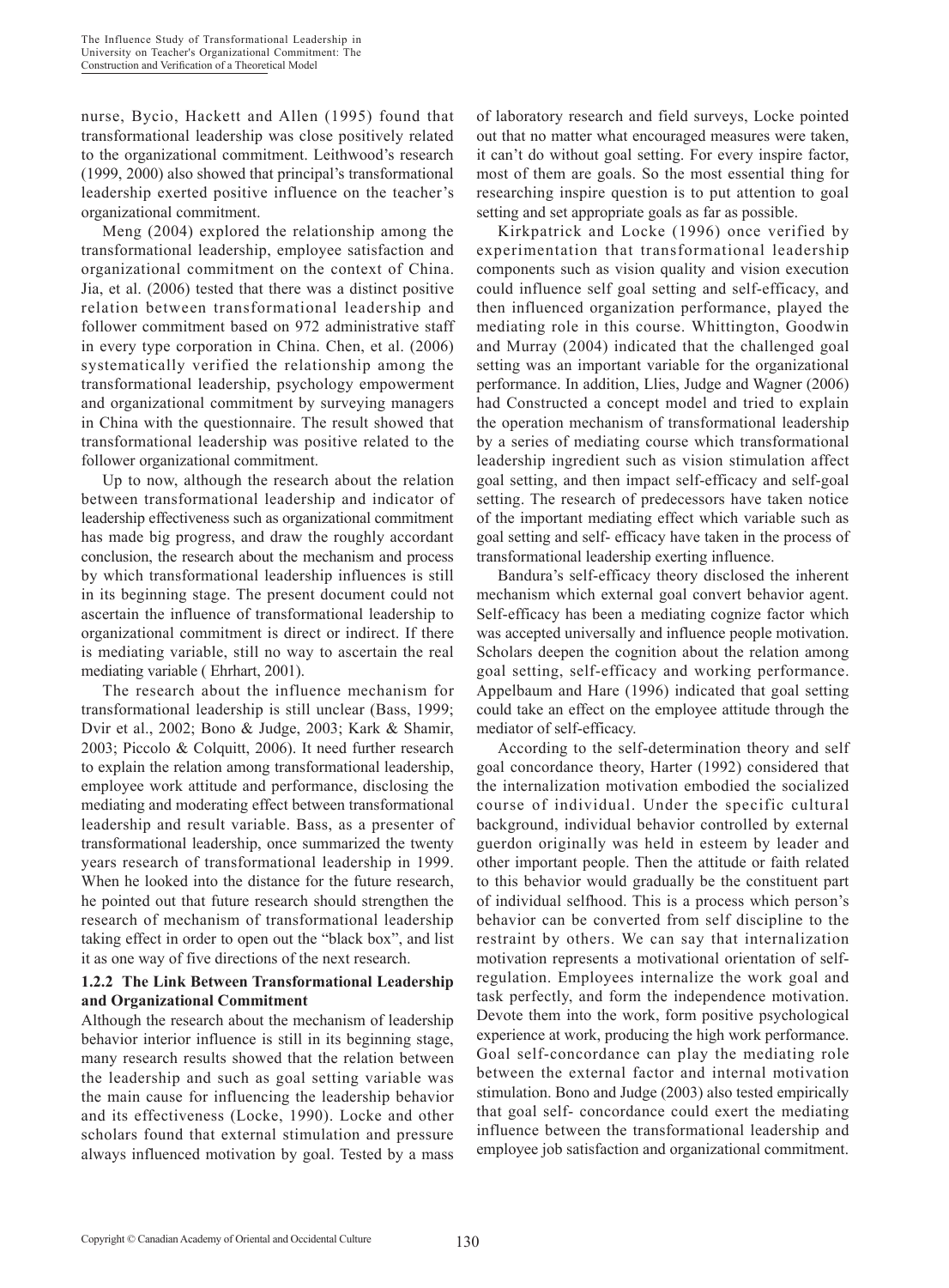nurse, Bycio, Hackett and Allen (1995) found that transformational leadership was close positively related to the organizational commitment. Leithwood's research (1999, 2000) also showed that principal's transformational leadership exerted positive influence on the teacher's organizational commitment.

Meng (2004) explored the relationship among the transformational leadership, employee satisfaction and organizational commitment on the context of China. Jia, et al. (2006) tested that there was a distinct positive relation between transformational leadership and follower commitment based on 972 administrative staff in every type corporation in China. Chen, et al. (2006) systematically verified the relationship among the transformational leadership, psychology empowerment and organizational commitment by surveying managers in China with the questionnaire. The result showed that transformational leadership was positive related to the follower organizational commitment.

Up to now, although the research about the relation between transformational leadership and indicator of leadership effectiveness such as organizational commitment has made big progress, and draw the roughly accordant conclusion, the research about the mechanism and process by which transformational leadership influences is still in its beginning stage. The present document could not ascertain the influence of transformational leadership to organizational commitment is direct or indirect. If there is mediating variable, still no way to ascertain the real mediating variable ( Ehrhart, 2001).

The research about the influence mechanism for transformational leadership is still unclear (Bass, 1999; Dvir et al., 2002; Bono & Judge, 2003; Kark & Shamir, 2003; Piccolo & Colquitt, 2006). It need further research to explain the relation among transformational leadership, employee work attitude and performance, disclosing the mediating and moderating effect between transformational leadership and result variable. Bass, as a presenter of transformational leadership, once summarized the twenty years research of transformational leadership in 1999. When he looked into the distance for the future research, he pointed out that future research should strengthen the research of mechanism of transformational leadership taking effect in order to open out the "black box", and list it as one way of five directions of the next research.

### 1.2.2 The Link Between Transformational Leadership and Organizational Commitment

Although the research about the mechanism of leadership behavior interior influence is still in its beginning stage, many research results showed that the relation between the leadership and such as goal setting variable was the main cause for influencing the leadership behavior and its effectiveness (Locke, 1990). Locke and other scholars found that external stimulation and pressure always influenced motivation by goal. Tested by a mass of laboratory research and field surveys, Locke pointed out that no matter what encouraged measures were taken, it can't do without goal setting. For every inspire factor, most of them are goals. So the most essential thing for researching inspire question is to put attention to goal setting and set appropriate goals as far as possible.

Kirkpatrick and Locke (1996) once verified by experimentation that transformational leadership components such as vision quality and vision execution could influence self goal setting and self-efficacy, and then influenced organization performance, played the mediating role in this course. Whittington, Goodwin and Murray (2004) indicated that the challenged goal setting was an important variable for the organizational performance. In addition, Llies, Judge and Wagner (2006) had Constructed a concept model and tried to explain the operation mechanism of transformational leadership by a series of mediating course which transformational leadership ingredient such as vision stimulation affect goal setting, and then impact self-efficacy and self-goal setting. The research of predecessors have taken notice of the important mediating effect which variable such as goal setting and self- efficacy have taken in the process of transformational leadership exerting influence.

Bandura's self-efficacy theory disclosed the inherent mechanism which external goal convert behavior agent. Self-efficacy has been a mediating cognize factor which was accepted universally and influence people motivation. Scholars deepen the cognition about the relation among goal setting, self-efficacy and working performance. Appelbaum and Hare (1996) indicated that goal setting could take an effect on the employee attitude through the mediator of self-efficacy.

According to the self-determination theory and self goal concordance theory, Harter (1992) considered that the internalization motivation embodied the socialized course of individual. Under the specific cultural background, individual behavior controlled by external guerdon originally was held in esteem by leader and other important people. Then the attitude or faith related to this behavior would gradually be the constituent part of individual selfhood. This is a process which person's behavior can be converted from self discipline to the restraint by others. We can say that internalization motivation represents a motivational orientation of self-regulation. Employees internalize the work goal and task perfectly, and form the independence motivation. Devote them into the work, form positive psychological experience at work, producing the high work performance. Goal self-concordance can play the mediating role between the external factor and internal motivation stimulation. Bono and Judge (2003) also tested empirically that goal self- concordance could exert the mediating influence between the transformational leadership and employee job satisfaction and organizational commitment.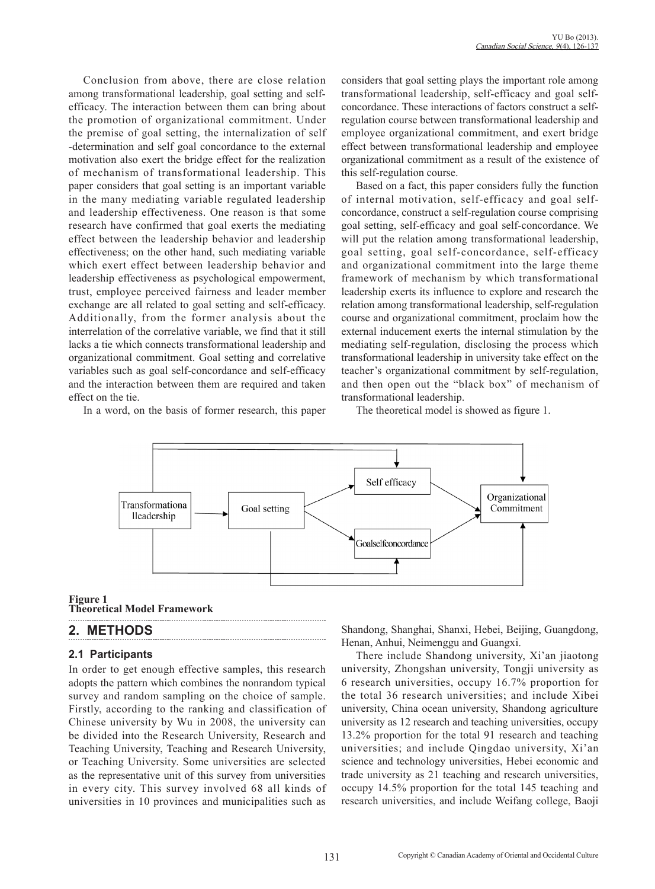Conclusion from above, there are close relation among transformational leadership, goal setting and self-efficacy. The interaction between them can bring about the promotion of organizational commitment. Under the premise of goal setting, the internalization of self -determination and self goal concordance to the external motivation also exert the bridge effect for the realization of mechanism of transformational leadership. This paper considers that goal setting is an important variable in the many mediating variable regulated leadership and leadership effectiveness. One reason is that some research have confirmed that goal exerts the mediating effect between the leadership behavior and leadership effectiveness; on the other hand, such mediating variable which exert effect between leadership behavior and leadership effectiveness as psychological empowerment, trust, employee perceived fairness and leader member exchange are all related to goal setting and self-efficacy. Additionally, from the former analysis about the interrelation of the correlative variable, we find that it still lacks a tie which connects transformational leadership and organizational commitment. Goal setting and correlative variables such as goal self-concordance and self-efficacy and the interaction between them are required and taken effect on the tie.

In a word, on the basis of former research, this paper considers that goal setting plays the important role among transformational leadership, self-efficacy and goal self-concordance. These interactions of factors construct a self-regulation course between transformational leadership and employee organizational commitment, and exert bridge effect between transformational leadership and employee organizational commitment as a result of the existence of this self-regulation course.

Based on a fact, this paper considers fully the function of internal motivation, self-efficacy and goal self-concordance, construct a self-regulation course comprising goal setting, self-efficacy and goal self-concordance. We will put the relation among transformational leadership, goal setting, goal self-concordance, self-efficacy and organizational commitment into the large theme framework of mechanism by which transformational leadership exerts its influence to explore and research the relation among transformational leadership, self-regulation course and organizational commitment, proclaim how the external inducement exerts the internal stimulation by the mediating self-regulation, disclosing the process which transformational leadership in university take effect on the teacher's organizational commitment by self-regulation, and then open out the "black box" of mechanism of transformational leadership.

The theoretical model is showed as figure 1.

**Figure 1**
**Theoretical Model Framework**

## 2. METHODS

### 2.1 Participants

In order to get enough effective samples, this research adopts the pattern which combines the nonrandom typical survey and random sampling on the choice of sample. Firstly, according to the ranking and classification of Chinese university by Wu in 2008, the university can be divided into the Research University, Research and Teaching University, Teaching and Research University, or Teaching University. Some universities are selected as the representative unit of this survey from universities in every city. This survey involved 68 all kinds of universities in 10 provinces and municipalities such as Shandong, Shanghai, Shanxi, Hebei, Beijing, Guangdong, Henan, Anhui, Neimenggu and Guangxi.

There include Shandong university, Xi'an jiaotong university, Zhongshan university, Tongji university as 6 research universities, occupy 16.7% proportion for the total 36 research universities; and include Xibei university, China ocean university, Shandong agriculture university as 12 research and teaching universities, occupy 13.2% proportion for the total 91 research and teaching universities; and include Qingdao university, Xi'an science and technology universities, Hebei economic and trade university as 21 teaching and research universities, occupy 14.5% proportion for the total 145 teaching and research universities, and include Weifang college, Baoji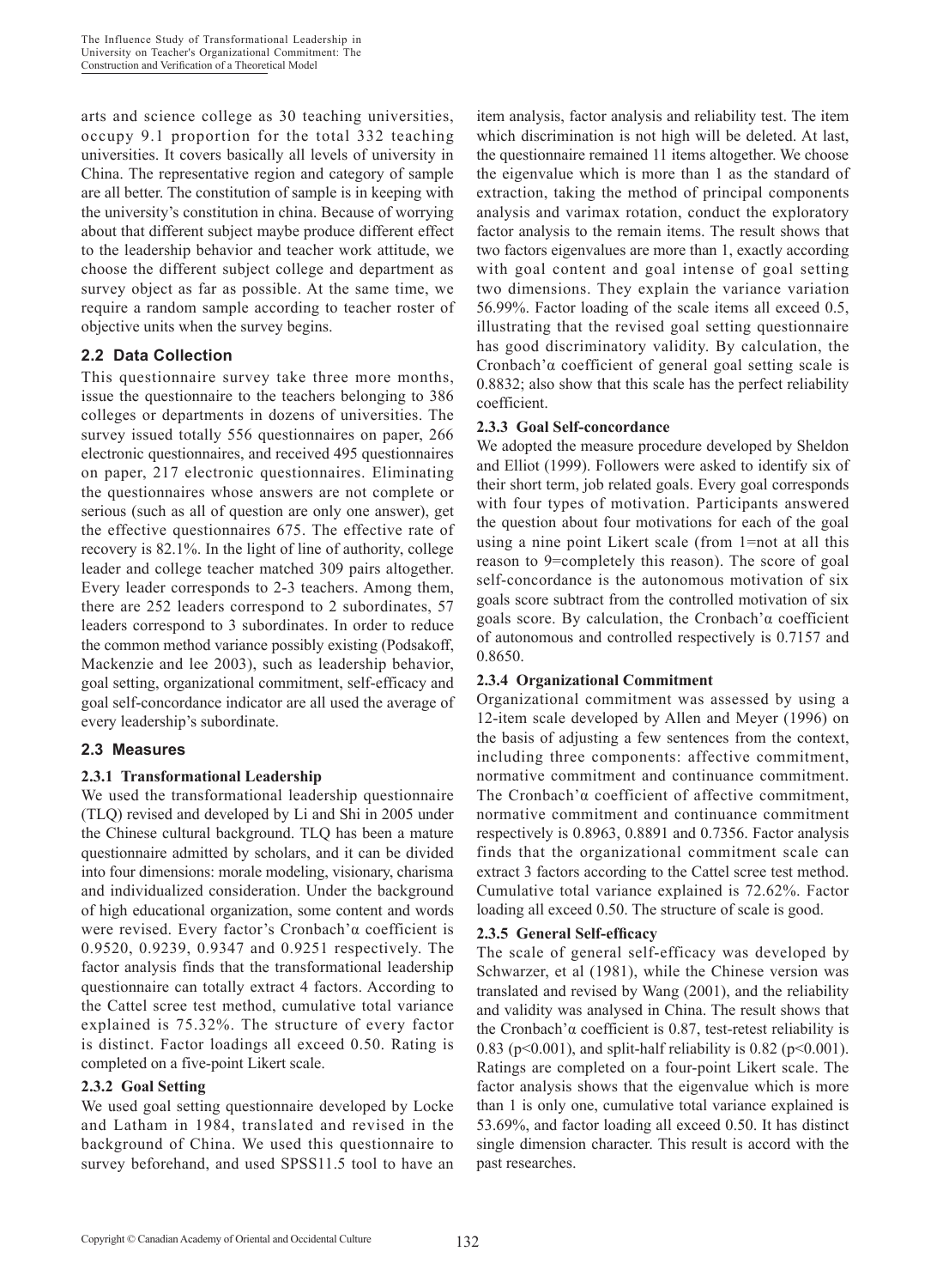arts and science college as 30 teaching universities, occupy 9.1 proportion for the total 332 teaching universities. It covers basically all levels of university in China. The representative region and category of sample are all better. The constitution of sample is in keeping with the university's constitution in china. Because of worrying about that different subject maybe produce different effect to the leadership behavior and teacher work attitude, we choose the different subject college and department as survey object as far as possible. At the same time, we require a random sample according to teacher roster of objective units when the survey begins.

## 2.2 Data Collection

This questionnaire survey take three more months, issue the questionnaire to the teachers belonging to 386 colleges or departments in dozens of universities. The survey issued totally 556 questionnaires on paper, 266 electronic questionnaires, and received 495 questionnaires on paper, 217 electronic questionnaires. Eliminating the questionnaires whose answers are not complete or serious (such as all of question are only one answer), get the effective questionnaires 675. The effective rate of recovery is 82.1%. In the light of line of authority, college leader and college teacher matched 309 pairs altogether. Every leader corresponds to 2-3 teachers. Among them, there are 252 leaders correspond to 2 subordinates, 57 leaders correspond to 3 subordinates. In order to reduce the common method variance possibly existing (Podsakoff, Mackenzie and lee 2003), such as leadership behavior, goal setting, organizational commitment, self-efficacy and goal self-concordance indicator are all used the average of every leadership's subordinate.

## 2.3 Measures

### 2.3.1 Transformational Leadership

We used the transformational leadership questionnaire (TLQ) revised and developed by Li and Shi in 2005 under the Chinese cultural background. TLQ has been a mature questionnaire admitted by scholars, and it can be divided into four dimensions: morale modeling, visionary, charisma and individualized consideration. Under the background of high educational organization, some content and words were revised. Every factor's Cronbach'α coefficient is 0.9520, 0.9239, 0.9347 and 0.9251 respectively. The factor analysis finds that the transformational leadership questionnaire can totally extract 4 factors. According to the Cattel scree test method, cumulative total variance explained is 75.32%. The structure of every factor is distinct. Factor loadings all exceed 0.50. Rating is completed on a five-point Likert scale.

### 2.3.2 Goal Setting

We used goal setting questionnaire developed by Locke and Latham in 1984, translated and revised in the background of China. We used this questionnaire to survey beforehand, and used SPSS11.5 tool to have an item analysis, factor analysis and reliability test. The item which discrimination is not high will be deleted. At last, the questionnaire remained 11 items altogether. We choose the eigenvalue which is more than 1 as the standard of extraction, taking the method of principal components analysis and varimax rotation, conduct the exploratory factor analysis to the remain items. The result shows that two factors eigenvalues are more than 1, exactly according with goal content and goal intense of goal setting two dimensions. They explain the variance variation 56.99%. Factor loading of the scale items all exceed 0.5, illustrating that the revised goal setting questionnaire has good discriminatory validity. By calculation, the Cronbach'α coefficient of general goal setting scale is 0.8832; also show that this scale has the perfect reliability coefficient.

### 2.3.3 Goal Self-concordance

We adopted the measure procedure developed by Sheldon and Elliot (1999). Followers were asked to identify six of their short term, job related goals. Every goal corresponds with four types of motivation. Participants answered the question about four motivations for each of the goal using a nine point Likert scale (from 1=not at all this reason to 9=completely this reason). The score of goal self-concordance is the autonomous motivation of six goals score subtract from the controlled motivation of six goals score. By calculation, the Cronbach'α coefficient of autonomous and controlled respectively is 0.7157 and 0.8650.

### 2.3.4 Organizational Commitment

Organizational commitment was assessed by using a 12-item scale developed by Allen and Meyer (1996) on the basis of adjusting a few sentences from the context, including three components: affective commitment, normative commitment and continuance commitment. The Cronbach'α coefficient of affective commitment, normative commitment and continuance commitment respectively is 0.8963, 0.8891 and 0.7356. Factor analysis finds that the organizational commitment scale can extract 3 factors according to the Cattel scree test method. Cumulative total variance explained is 72.62%. Factor loading all exceed 0.50. The structure of scale is good.

### 2.3.5 General Self-efficacy

The scale of general self-efficacy was developed by Schwarzer, et al (1981), while the Chinese version was translated and revised by Wang (2001), and the reliability and validity was analysed in China. The result shows that the Cronbach'α coefficient is 0.87, test-retest reliability is 0.83 ($p<0.001$), and split-half reliability is 0.82 ($p<0.001$). Ratings are completed on a four-point Likert scale. The factor analysis shows that the eigenvalue which is more than 1 is only one, cumulative total variance explained is 53.69%, and factor loading all exceed 0.50. It has distinct single dimension character. This result is accord with the past researches.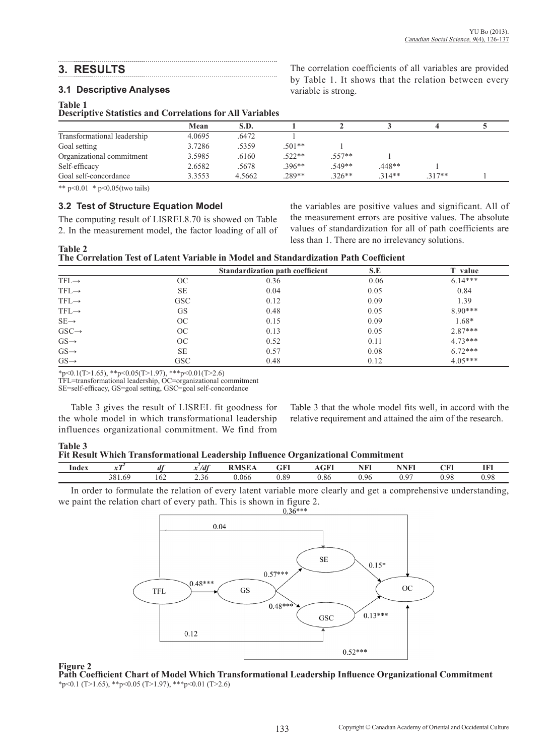## 3. RESULTS

### 3.1 Descriptive Analyses

The correlation coefficients of all variables are provided by Table 1. It shows that the relation between every variable is strong.

**Table 1**
**Descriptive Statistics and Correlations for All Variables**

| | Mean | S.D. | 1 | 2 | 3 | 4 | 5 |
|---|---|---|---|---|---|---|---|
| Transformational leadership | 4.0695 | .6472 | 1 | | | | |
| Goal setting | 3.7286 | .5359 | .501** | 1 | | | |
| Organizational commitment | 3.5985 | .6160 | .522** | .557** | 1 | | |
| Self-efficacy | 2.6582 | .5678 | .396** | .549** | .448** | 1 | |
| Goal self-concordance | 3.3553 | 4.5662 | .289** | .326** | .314** | .317** | 1 |

** $p<0.01$ * $p<0.05$(two tails)

### 3.2 Test of Structure Equation Model

The computing result of LISREL8.70 is showed on Table 2. In the measurement model, the factor loading of all of the variables are positive values and significant. All of the measurement errors are positive values. The absolute values of standardization for all of path coefficients are less than 1. There are no irrelevancy solutions.

**Table 2**
**The Correlation Test of Latent Variable in Model and Standardization Path Coefficient**

| | | Standardization path coefficient | S.E | T value |
|---|---|---|---|---|
| TFL→ | OC | 0.36 | 0.06 | 6.14*** |
| TFL→ | SE | 0.04 | 0.05 | 0.84 |
| TFL→ | GSC | 0.12 | 0.09 | 1.39 |
| TFL→ | GS | 0.48 | 0.05 | 8.90*** |
| SE→ | OC | 0.15 | 0.09 | 1.68* |
| GSC→ | OC | 0.13 | 0.05 | 2.87*** |
| GS→ | OC | 0.52 | 0.11 | 4.73*** |
| GS→ | SE | 0.57 | 0.08 | 6.72*** |
| GS→ | GSC | 0.48 | 0.12 | 4.05*** |

*$p<0.1$($T>1.65$), **$p<0.05$($T>1.97$), ***$p<0.01$($T>2.6$)
TFL=transformational leadership, OC=organizational commitment
SE=self-efficacy, GS=goal setting, GSC=goal self-concordance

Table 3 gives the result of LISREL fit goodness for the whole model in which transformational leadership influences organizational commitment. We find from Table 3 that the whole model fits well, in accord with the relative requirement and attained the aim of the research.

**Table 3**
**Fit Result Which Transformational Leadership Influence Organizational Commitment**

| Index | $xT^2$ | $df$ | $x^2/df$ | RMSEA | GFI | AGFI | NFI | NNFI | CFI | IFI |
|---|---|---|---|---|---|---|---|---|---|---|
| | 381.69 | 162 | 2.36 | 0.066 | 0.89 | 0.86 | 0.96 | 0.97 | 0.98 | 0.98 |

In order to formulate the relation of every latent variable more clearly and get a comprehensive understanding, we paint the relation chart of every path. This is shown in figure 2.

**Figure 2**
**Path Coefficient Chart of Model Which Transformational Leadership Influence Organizational Commitment**
*$p<0.1$ ($T>1.65$), **$p<0.05$ ($T>1.97$), ***$p<0.01$ ($T>2.6$)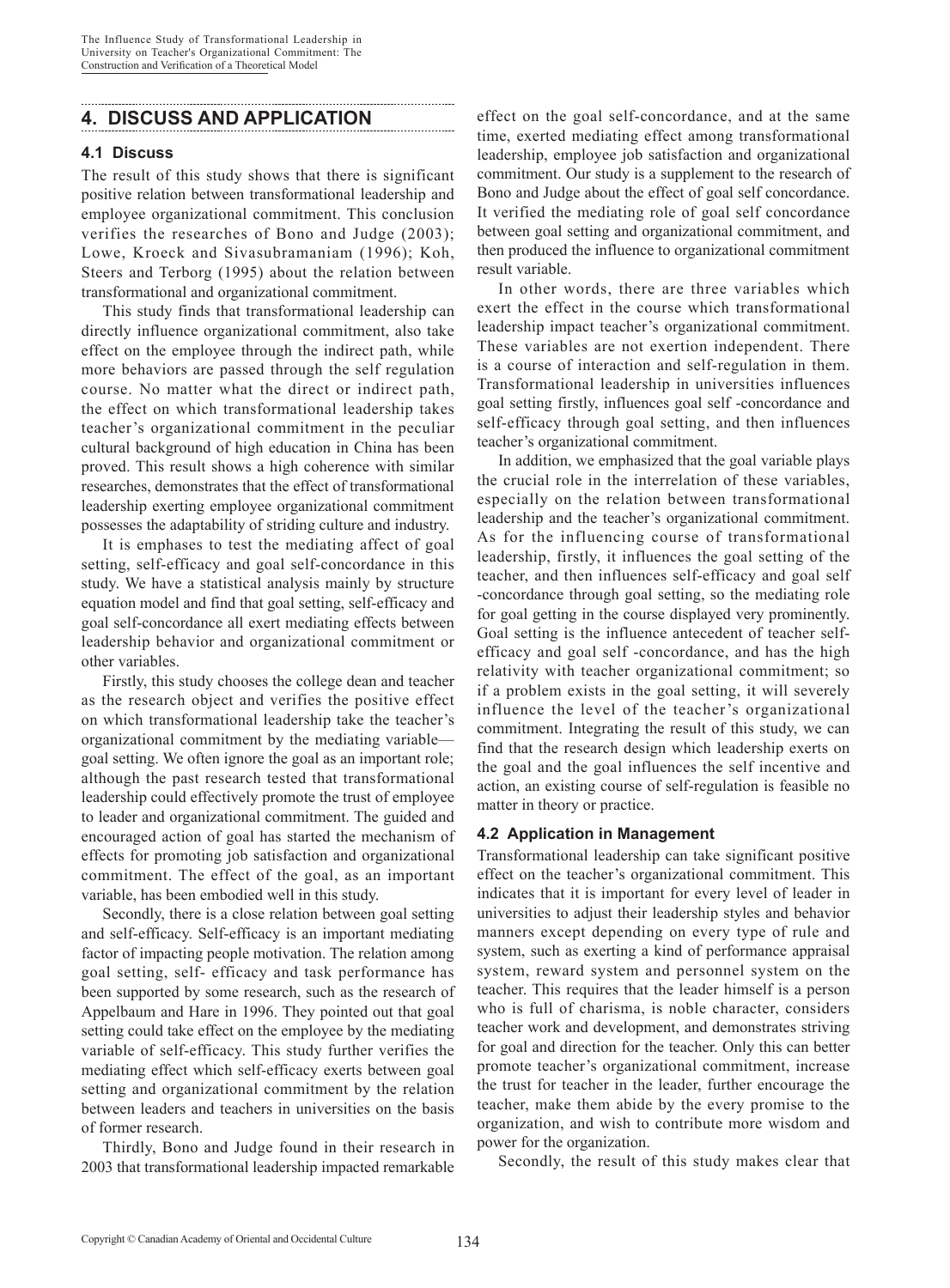## 4. DISCUSS AND APPLICATION

### 4.1 Discuss

The result of this study shows that there is significant positive relation between transformational leadership and employee organizational commitment. This conclusion verifies the researches of Bono and Judge (2003); Lowe, Kroeck and Sivasubramaniam (1996); Koh, Steers and Terborg (1995) about the relation between transformational and organizational commitment.

This study finds that transformational leadership can directly influence organizational commitment, also take effect on the employee through the indirect path, while more behaviors are passed through the self regulation course. No matter what the direct or indirect path, the effect on which transformational leadership takes teacher's organizational commitment in the peculiar cultural background of high education in China has been proved. This result shows a high coherence with similar researches, demonstrates that the effect of transformational leadership exerting employee organizational commitment possesses the adaptability of striding culture and industry.

It is emphases to test the mediating affect of goal setting, self-efficacy and goal self-concordance in this study. We have a statistical analysis mainly by structure equation model and find that goal setting, self-efficacy and goal self-concordance all exert mediating effects between leadership behavior and organizational commitment or other variables.

Firstly, this study chooses the college dean and teacher as the research object and verifies the positive effect on which transformational leadership take the teacher's organizational commitment by the mediating variable—goal setting. We often ignore the goal as an important role; although the past research tested that transformational leadership could effectively promote the trust of employee to leader and organizational commitment. The guided and encouraged action of goal has started the mechanism of effects for promoting job satisfaction and organizational commitment. The effect of the goal, as an important variable, has been embodied well in this study.

Secondly, there is a close relation between goal setting and self-efficacy. Self-efficacy is an important mediating factor of impacting people motivation. The relation among goal setting, self- efficacy and task performance has been supported by some research, such as the research of Appelbaum and Hare in 1996. They pointed out that goal setting could take effect on the employee by the mediating variable of self-efficacy. This study further verifies the mediating effect which self-efficacy exerts between goal setting and organizational commitment by the relation between leaders and teachers in universities on the basis of former research.

Thirdly, Bono and Judge found in their research in 2003 that transformational leadership impacted remarkable effect on the goal self-concordance, and at the same time, exerted mediating effect among transformational leadership, employee job satisfaction and organizational commitment. Our study is a supplement to the research of Bono and Judge about the effect of goal self concordance. It verified the mediating role of goal self concordance between goal setting and organizational commitment, and then produced the influence to organizational commitment result variable.

In other words, there are three variables which exert the effect in the course which transformational leadership impact teacher's organizational commitment. These variables are not exertion independent. There is a course of interaction and self-regulation in them. Transformational leadership in universities influences goal setting firstly, influences goal self -concordance and self-efficacy through goal setting, and then influences teacher's organizational commitment.

In addition, we emphasized that the goal variable plays the crucial role in the interrelation of these variables, especially on the relation between transformational leadership and the teacher's organizational commitment. As for the influencing course of transformational leadership, firstly, it influences the goal setting of the teacher, and then influences self-efficacy and goal self -concordance through goal setting, so the mediating role for goal getting in the course displayed very prominently. Goal setting is the influence antecedent of teacher self-efficacy and goal self -concordance, and has the high relativity with teacher organizational commitment; so if a problem exists in the goal setting, it will severely influence the level of the teacher's organizational commitment. Integrating the result of this study, we can find that the research design which leadership exerts on the goal and the goal influences the self incentive and action, an existing course of self-regulation is feasible no matter in theory or practice.

### 4.2 Application in Management

Transformational leadership can take significant positive effect on the teacher's organizational commitment. This indicates that it is important for every level of leader in universities to adjust their leadership styles and behavior manners except depending on every type of rule and system, such as exerting a kind of performance appraisal system, reward system and personnel system on the teacher. This requires that the leader himself is a person who is full of charisma, is noble character, considers teacher work and development, and demonstrates striving for goal and direction for the teacher. Only this can better promote teacher's organizational commitment, increase the trust for teacher in the leader, further encourage the teacher, make them abide by the every promise to the organization, and wish to contribute more wisdom and power for the organization.

Secondly, the result of this study makes clear that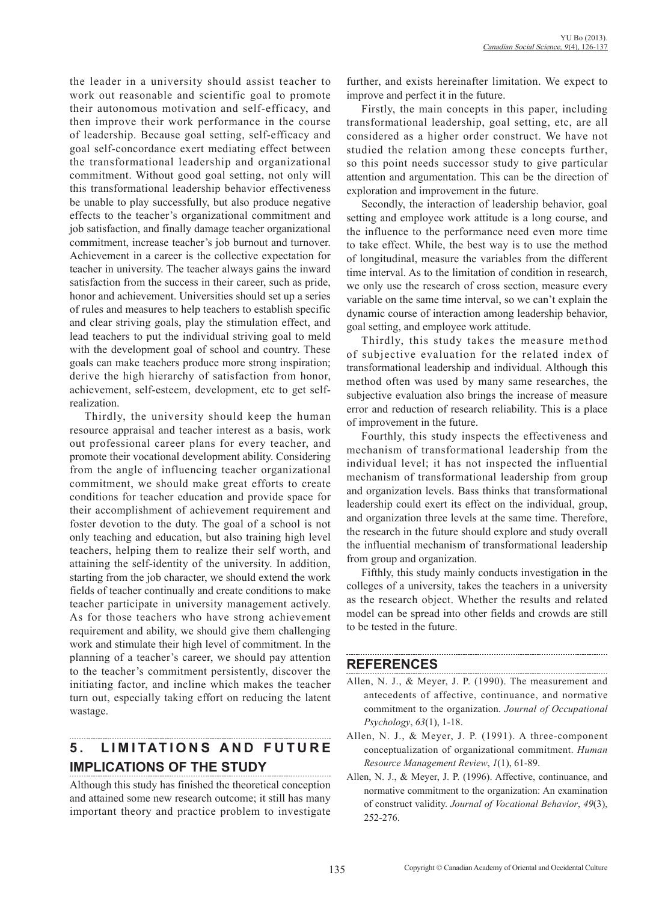the leader in a university should assist teacher to work out reasonable and scientific goal to promote their autonomous motivation and self-efficacy, and then improve their work performance in the course of leadership. Because goal setting, self-efficacy and goal self-concordance exert mediating effect between the transformational leadership and organizational commitment. Without good goal setting, not only will this transformational leadership behavior effectiveness be unable to play successfully, but also produce negative effects to the teacher's organizational commitment and job satisfaction, and finally damage teacher organizational commitment, increase teacher's job burnout and turnover. Achievement in a career is the collective expectation for teacher in university. The teacher always gains the inward satisfaction from the success in their career, such as pride, honor and achievement. Universities should set up a series of rules and measures to help teachers to establish specific and clear striving goals, play the stimulation effect, and lead teachers to put the individual striving goal to meld with the development goal of school and country. These goals can make teachers produce more strong inspiration; derive the high hierarchy of satisfaction from honor, achievement, self-esteem, development, etc to get self-realization.

Thirdly, the university should keep the human resource appraisal and teacher interest as a basis, work out professional career plans for every teacher, and promote their vocational development ability. Considering from the angle of influencing teacher organizational commitment, we should make great efforts to create conditions for teacher education and provide space for their accomplishment of achievement requirement and foster devotion to the duty. The goal of a school is not only teaching and education, but also training high level teachers, helping them to realize their self worth, and attaining the self-identity of the university. In addition, starting from the job character, we should extend the work fields of teacher continually and create conditions to make teacher participate in university management actively. As for those teachers who have strong achievement requirement and ability, we should give them challenging work and stimulate their high level of commitment. In the planning of a teacher's career, we should pay attention to the teacher's commitment persistently, discover the initiating factor, and incline which makes the teacher turn out, especially taking effort on reducing the latent wastage.

## 5. LIMITATIONS AND FUTURE IMPLICATIONS OF THE STUDY

Although this study has finished the theoretical conception and attained some new research outcome; it still has many important theory and practice problem to investigate further, and exists hereinafter limitation. We expect to improve and perfect it in the future.

Firstly, the main concepts in this paper, including transformational leadership, goal setting, etc, are all considered as a higher order construct. We have not studied the relation among these concepts further, so this point needs successor study to give particular attention and argumentation. This can be the direction of exploration and improvement in the future.

Secondly, the interaction of leadership behavior, goal setting and employee work attitude is a long course, and the influence to the performance need even more time to take effect. While, the best way is to use the method of longitudinal, measure the variables from the different time interval. As to the limitation of condition in research, we only use the research of cross section, measure every variable on the same time interval, so we can't explain the dynamic course of interaction among leadership behavior, goal setting, and employee work attitude.

Thirdly, this study takes the measure method of subjective evaluation for the related index of transformational leadership and individual. Although this method often was used by many same researches, the subjective evaluation also brings the increase of measure error and reduction of research reliability. This is a place of improvement in the future.

Fourthly, this study inspects the effectiveness and mechanism of transformational leadership from the individual level; it has not inspected the influential mechanism of transformational leadership from group and organization levels. Bass thinks that transformational leadership could exert its effect on the individual, group, and organization three levels at the same time. Therefore, the research in the future should explore and study overall the influential mechanism of transformational leadership from group and organization.

Fifthly, this study mainly conducts investigation in the colleges of a university, takes the teachers in a university as the research object. Whether the results and related model can be spread into other fields and crowds are still to be tested in the future.

## REFERENCES

Allen, N. J., & Meyer, J. P. (1990). The measurement and antecedents of affective, continuance, and normative commitment to the organization. *Journal of Occupational Psychology*, *63*(1), 1-18.

Allen, N. J., & Meyer, J. P. (1991). A three-component conceptualization of organizational commitment. *Human Resource Management Review*, *1*(1), 61-89.

Allen, N. J., & Meyer, J. P. (1996). Affective, continuance, and normative commitment to the organization: An examination of construct validity. *Journal of Vocational Behavior*, *49*(3), 252-276.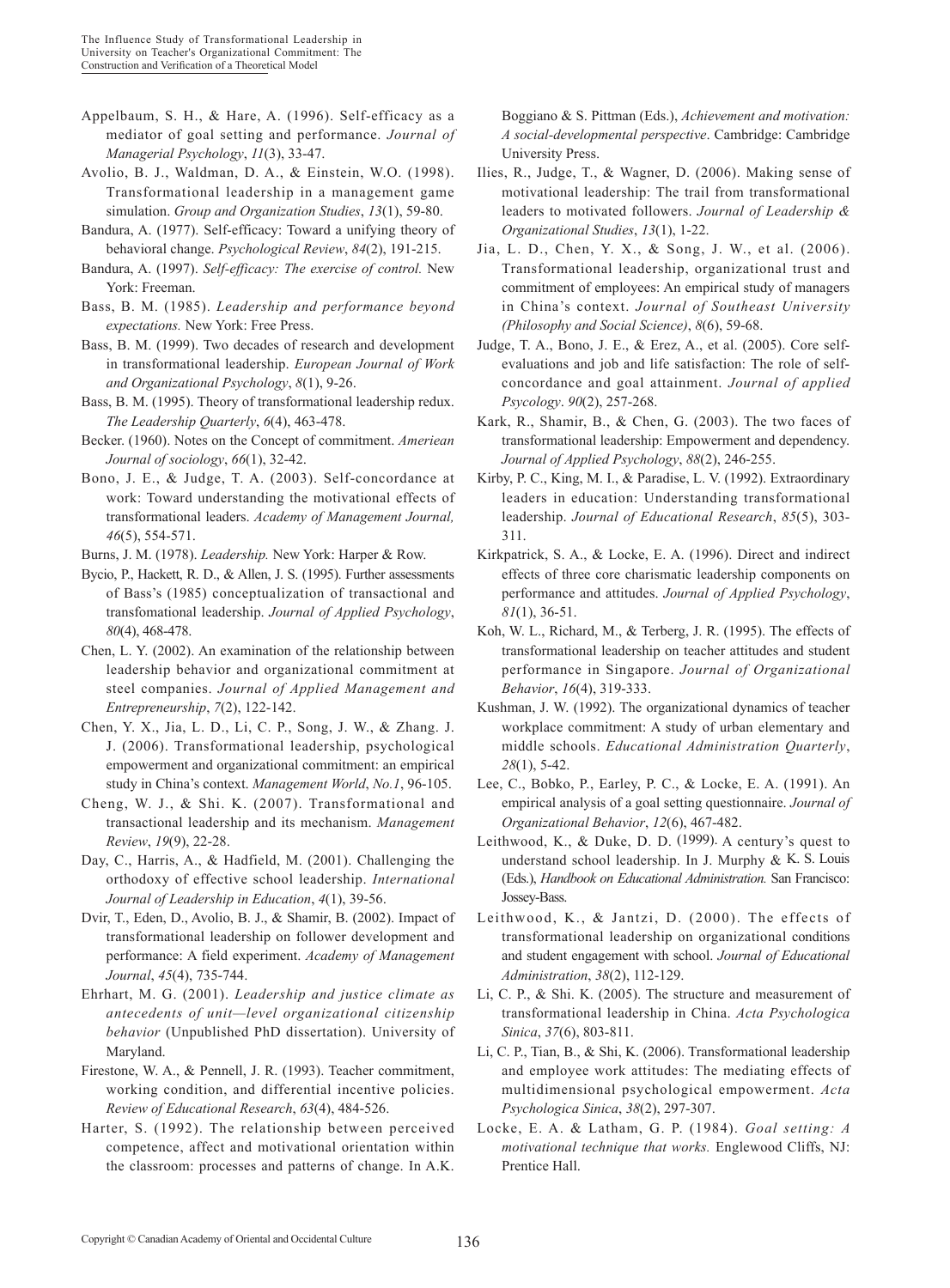Appelbaum, S. H., & Hare, A. (1996). Self-efficacy as a mediator of goal setting and performance. *Journal of Managerial Psychology*, *11*(3), 33-47.

Avolio, B. J., Waldman, D. A., & Einstein, W.O. (1998). Transformational leadership in a management game simulation. *Group and Organization Studies*, *13*(1), 59-80.

Bandura, A. (1977). Self-efficacy: Toward a unifying theory of behavioral change. *Psychological Review*, *84*(2), 191-215.

Bandura, A. (1997). *Self-efficacy: The exercise of control.* New York: Freeman.

Bass, B. M. (1985). *Leadership and performance beyond expectations.* New York: Free Press.

Bass, B. M. (1999). Two decades of research and development in transformational leadership. *European Journal of Work and Organizational Psychology*, *8*(1), 9-26.

Bass, B. M. (1995). Theory of transformational leadership redux. *The Leadership Quarterly*, *6*(4), 463-478.

Becker. (1960). Notes on the Concept of commitment. *Ameriean Journal of sociology*, *66*(1), 32-42.

Bono, J. E., & Judge, T. A. (2003). Self-concordance at work: Toward understanding the motivational effects of transformational leaders. *Academy of Management Journal, 46*(5), 554-571.

Burns, J. M. (1978). *Leadership.* New York: Harper & Row.

Bycio, P., Hackett, R. D., & Allen, J. S. (1995). Further assessments of Bass's (1985) conceptualization of transactional and transfomational leadership. *Journal of Applied Psychology*, *80*(4), 468-478.

Chen, L. Y. (2002). An examination of the relationship between leadership behavior and organizational commitment at steel companies. *Journal of Applied Management and Entrepreneurship*, *7*(2), 122-142.

Chen, Y. X., Jia, L. D., Li, C. P., Song, J. W., & Zhang. J. J. (2006). Transformational leadership, psychological empowerment and organizational commitment: an empirical study in China's context. *Management World*, *No.1*, 96-105.

Cheng, W. J., & Shi. K. (2007). Transformational and transactional leadership and its mechanism. *Management Review*, *19*(9), 22-28.

Day, C., Harris, A., & Hadfield, M. (2001). Challenging the orthodoxy of effective school leadership. *International Journal of Leadership in Education*, *4*(1), 39-56.

Dvir, T., Eden, D., Avolio, B. J., & Shamir, B. (2002). Impact of transformational leadership on follower development and performance: A field experiment. *Academy of Management Journal*, *45*(4), 735-744.

Ehrhart, M. G. (2001). *Leadership and justice climate as antecedents of unit—level organizational citizenship behavior* (Unpublished PhD dissertation). University of Maryland.

Firestone, W. A., & Pennell, J. R. (1993). Teacher commitment, working condition, and differential incentive policies. *Review of Educational Research*, *63*(4), 484-526.

Harter, S. (1992). The relationship between perceived competence, affect and motivational orientation within the classroom: processes and patterns of change. In A.K. Boggiano & S. Pittman (Eds.), *Achievement and motivation: A social-developmental perspective*. Cambridge: Cambridge University Press.

Ilies, R., Judge, T., & Wagner, D. (2006). Making sense of motivational leadership: The trail from transformational leaders to motivated followers. *Journal of Leadership & Organizational Studies*, *13*(1), 1-22.

Jia, L. D., Chen, Y. X., & Song, J. W., et al. (2006). Transformational leadership, organizational trust and commitment of employees: An empirical study of managers in China's context. *Journal of Southeast University (Philosophy and Social Science)*, *8*(6), 59-68.

Judge, T. A., Bono, J. E., & Erez, A., et al. (2005). Core self-evaluations and job and life satisfaction: The role of self-concordance and goal attainment. *Journal of applied Psycology*. *90*(2), 257-268.

Kark, R., Shamir, B., & Chen, G. (2003). The two faces of transformational leadership: Empowerment and dependency. *Journal of Applied Psychology*, *88*(2), 246-255.

Kirby, P. C., King, M. I., & Paradise, L. V. (1992). Extraordinary leaders in education: Understanding transformational leadership. *Journal of Educational Research*, *85*(5), 303-311.

Kirkpatrick, S. A., & Locke, E. A. (1996). Direct and indirect effects of three core charismatic leadership components on performance and attitudes. *Journal of Applied Psychology*, *81*(1), 36-51.

Koh, W. L., Richard, M., & Terberg, J. R. (1995). The effects of transformational leadership on teacher attitudes and student performance in Singapore. *Journal of Organizational Behavior*, *16*(4), 319-333.

Kushman, J. W. (1992). The organizational dynamics of teacher workplace commitment: A study of urban elementary and middle schools. *Educational Administration Quarterly*, *28*(1), 5-42.

Lee, C., Bobko, P., Earley, P. C., & Locke, E. A. (1991). An empirical analysis of a goal setting questionnaire. *Journal of Organizational Behavior*, *12*(6), 467-482.

Leithwood, K., & Duke, D. D. (1999). A century's quest to understand school leadership. In J. Murphy & K. S. Louis (Eds.), *Handbook on Educational Administration.* San Francisco: Jossey-Bass.

Leithwood, K., & Jantzi, D. (2000). The effects of transformational leadership on organizational conditions and student engagement with school. *Journal of Educational Administration*, *38*(2), 112-129.

Li, C. P., & Shi. K. (2005). The structure and measurement of transformational leadership in China. *Acta Psychologica Sinica*, *37*(6), 803-811.

Li, C. P., Tian, B., & Shi, K. (2006). Transformational leadership and employee work attitudes: The mediating effects of multidimensional psychological empowerment. *Acta Psychologica Sinica*, *38*(2), 297-307.

Locke, E. A. & Latham, G. P. (1984). *Goal setting: A motivational technique that works.* Englewood Cliffs, NJ: Prentice Hall.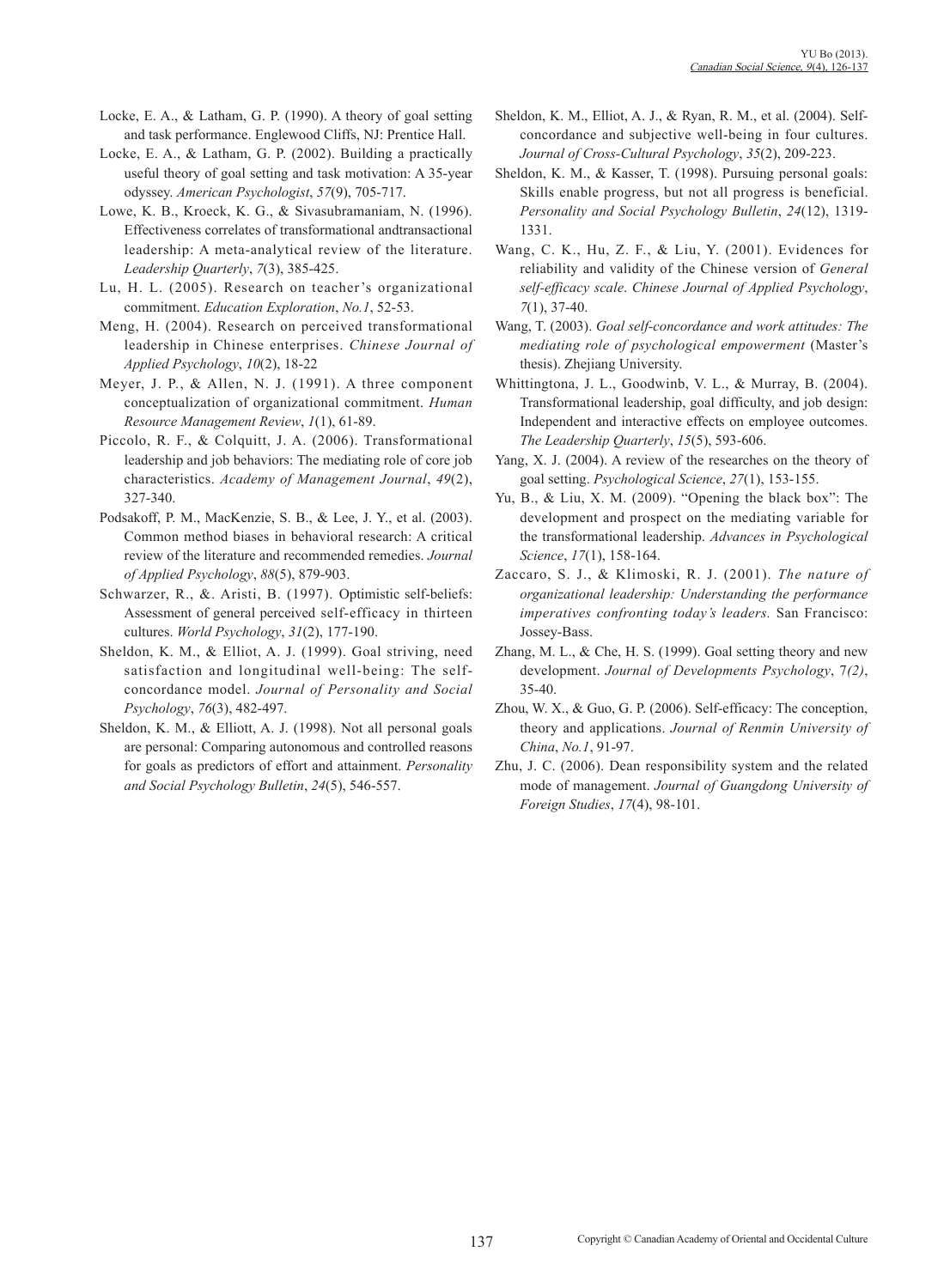Locke, E. A., & Latham, G. P. (1990). A theory of goal setting and task performance. Englewood Cliffs, NJ: Prentice Hall.

Locke, E. A., & Latham, G. P. (2002). Building a practically useful theory of goal setting and task motivation: A 35-year odyssey. *American Psychologist*, *57*(9), 705-717.

Lowe, K. B., Kroeck, K. G., & Sivasubramaniam, N. (1996). Effectiveness correlates of transformational andtransactional leadership: A meta-analytical review of the literature. *Leadership Quarterly*, *7*(3), 385-425.

Lu, H. L. (2005). Research on teacher's organizational commitment. *Education Exploration*, *No.1*, 52-53.

Meng, H. (2004). Research on perceived transformational leadership in Chinese enterprises. *Chinese Journal of Applied Psychology*, *10*(2), 18-22

Meyer, J. P., & Allen, N. J. (1991). A three component conceptualization of organizational commitment. *Human Resource Management Review*, *1*(1), 61-89.

Piccolo, R. F., & Colquitt, J. A. (2006). Transformational leadership and job behaviors: The mediating role of core job characteristics. *Academy of Management Journal*, *49*(2), 327-340.

Podsakoff, P. M., MacKenzie, S. B., & Lee, J. Y., et al. (2003). Common method biases in behavioral research: A critical review of the literature and recommended remedies. *Journal of Applied Psychology*, *88*(5), 879-903.

Schwarzer, R., &. Aristi, B. (1997). Optimistic self-beliefs: Assessment of general perceived self-efficacy in thirteen cultures. *World Psychology*, *31*(2), 177-190.

Sheldon, K. M., & Elliot, A. J. (1999). Goal striving, need satisfaction and longitudinal well-being: The self-concordance model. *Journal of Personality and Social Psychology*, *76*(3), 482-497.

Sheldon, K. M., & Elliott, A. J. (1998). Not all personal goals are personal: Comparing autonomous and controlled reasons for goals as predictors of effort and attainment. *Personality and Social Psychology Bulletin*, *24*(5), 546-557.

Sheldon, K. M., Elliot, A. J., & Ryan, R. M., et al. (2004). Self-concordance and subjective well-being in four cultures. *Journal of Cross-Cultural Psychology*, *35*(2), 209-223.

Sheldon, K. M., & Kasser, T. (1998). Pursuing personal goals: Skills enable progress, but not all progress is beneficial. *Personality and Social Psychology Bulletin*, *24*(12), 1319-1331.

Wang, C. K., Hu, Z. F., & Liu, Y. (2001). Evidences for reliability and validity of the Chinese version of *General self-efficacy scale*. *Chinese Journal of Applied Psychology*, *7*(1), 37-40.

Wang, T. (2003). *Goal self-concordance and work attitudes: The mediating role of psychological empowerment* (Master's thesis). Zhejiang University.

Whittingtona, J. L., Goodwinb, V. L., & Murray, B. (2004). Transformational leadership, goal difficulty, and job design: Independent and interactive effects on employee outcomes. *The Leadership Quarterly*, *15*(5), 593-606.

Yang, X. J. (2004). A review of the researches on the theory of goal setting. *Psychological Science*, *27*(1), 153-155.

Yu, B., & Liu, X. M. (2009). "Opening the black box": The development and prospect on the mediating variable for the transformational leadership. *Advances in Psychological Science*, *17*(1), 158-164.

Zaccaro, S. J., & Klimoski, R. J. (2001). *The nature of organizational leadership: Understanding the performance imperatives confronting today's leaders.* San Francisco: Jossey-Bass.

Zhang, M. L., & Che, H. S. (1999). Goal setting theory and new development. *Journal of Developments Psychology*, 7*(2)*, 35-40.

Zhou, W. X., & Guo, G. P. (2006). Self-efficacy: The conception, theory and applications. *Journal of Renmin University of China*, *No.1*, 91-97.

Zhu, J. C. (2006). Dean responsibility system and the related mode of management. *Journal of Guangdong University of Foreign Studies*, *17*(4), 98-101.